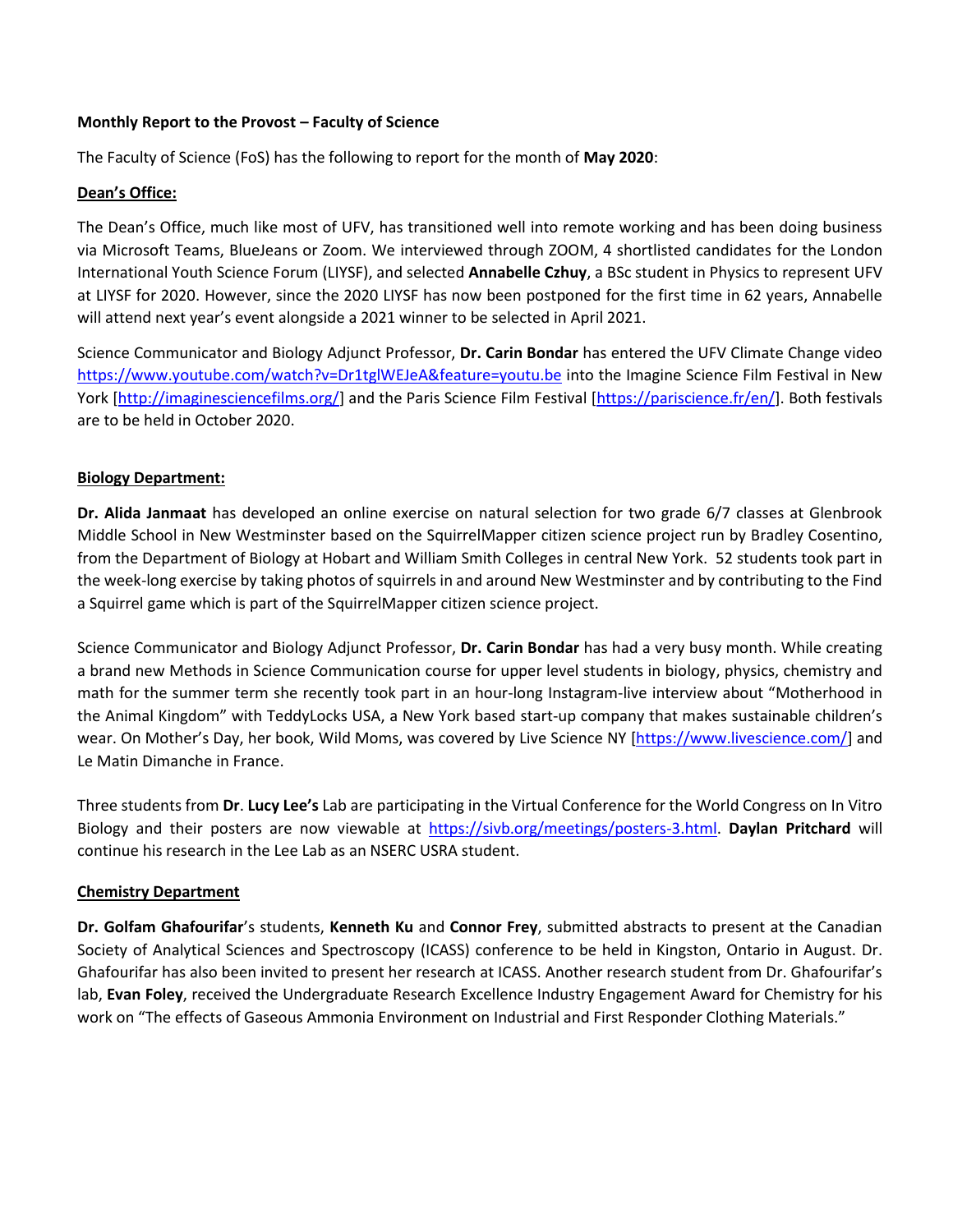**Monthly Report to the Provost – Faculty of Science**

The Faculty of Science (FoS) has the following to report for the month of **May 2020**:

**Dean's Office:**

The Dean's Office, much like most of UFV, has transitioned well into remote working and has been doing business via Microsoft Teams, BlueJeans or Zoom. We interviewed through ZOOM, 4 shortlisted candidates for the London International Youth Science Forum (LIYSF), and selected **Annabelle Czhuy**, a BSc student in Physics to represent UFV at LIYSF for 2020. However, since the 2020 LIYSF has now been postponed for the first time in 62 years, Annabelle will attend next year's event alongside a 2021 winner to be selected in April 2021.

Science Communicator and Biology Adjunct Professor, **Dr. Carin Bondar** has entered the UFV Climate Change video https://www.youtube.com/watch?v=Dr1tglWEJeA&feature=youtu.be into the Imagine Science Film Festival in New York [http://imaginesciencefilms.org/] and the Paris Science Film Festival [https://pariscience.fr/en/]. Both festivals are to be held in October 2020.

**Biology Department:**

**Dr. Alida Janmaat** has developed an online exercise on natural selection for two grade 6/7 classes at Glenbrook Middle School in New Westminster based on the SquirrelMapper citizen science project run by Bradley Cosentino, from the Department of Biology at Hobart and William Smith Colleges in central New York. 52 students took part in the week-long exercise by taking photos of squirrels in and around New Westminster and by contributing to the Find a Squirrel game which is part of the SquirrelMapper citizen science project.

Science Communicator and Biology Adjunct Professor, **Dr. Carin Bondar** has had a very busy month. While creating a brand new Methods in Science Communication course for upper level students in biology, physics, chemistry and math for the summer term she recently took part in an hour-long Instagram-live interview about "Motherhood in the Animal Kingdom" with TeddyLocks USA, a New York based start-up company that makes sustainable children's wear. On Mother's Day, her book, Wild Moms, was covered by Live Science NY [https://www.livescience.com/] and Le Matin Dimanche in France.

Three students from **Dr**. **Lucy Lee's** Lab are participating in the Virtual Conference for the World Congress on In Vitro Biology and their posters are now viewable at https://sivb.org/meetings/posters-3.html. **Daylan Pritchard** will continue his research in the Lee Lab as an NSERC USRA student.

**Chemistry Department**

**Dr. Golfam Ghafourifar**'s students, **Kenneth Ku** and **Connor Frey**, submitted abstracts to present at the Canadian Society of Analytical Sciences and Spectroscopy (ICASS) conference to be held in Kingston, Ontario in August. Dr. Ghafourifar has also been invited to present her research at ICASS. Another research student from Dr. Ghafourifar's lab, **Evan Foley**, received the Undergraduate Research Excellence Industry Engagement Award for Chemistry for his work on "The effects of Gaseous Ammonia Environment on Industrial and First Responder Clothing Materials."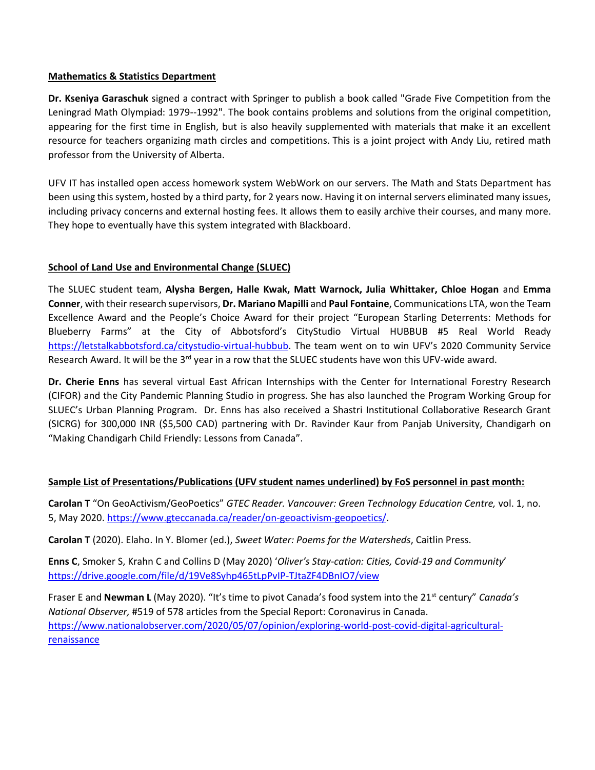**Mathematics & Statistics Department**

**Dr. Kseniya Garaschuk** signed a contract with Springer to publish a book called "Grade Five Competition from the Leningrad Math Olympiad: 1979--1992". The book contains problems and solutions from the original competition, appearing for the first time in English, but is also heavily supplemented with materials that make it an excellent resource for teachers organizing math circles and competitions. This is a joint project with Andy Liu, retired math professor from the University of Alberta.

UFV IT has installed open access homework system WebWork on our servers. The Math and Stats Department has been using this system, hosted by a third party, for 2 years now. Having it on internal servers eliminated many issues, including privacy concerns and external hosting fees. It allows them to easily archive their courses, and many more. They hope to eventually have this system integrated with Blackboard.

**School of Land Use and Environmental Change (SLUEC)**

The SLUEC student team, **Alysha Bergen, Halle Kwak, Matt Warnock, Julia Whittaker, Chloe Hogan** and **Emma Conner**, with their research supervisors, **Dr. Mariano Mapilli** and **Paul Fontaine**, Communications LTA, won the Team Excellence Award and the People's Choice Award for their project "European Starling Deterrents: Methods for Blueberry Farms" at the City of Abbotsford's CityStudio Virtual HUBBUB #5 Real World Ready https://letstalkabbotsford.ca/citystudio-virtual-hubbub. The team went on to win UFV's 2020 Community Service Research Award. It will be the 3rd year in a row that the SLUEC students have won this UFV-wide award.

**Dr. Cherie Enns** has several virtual East African Internships with the Center for International Forestry Research (CIFOR) and the City Pandemic Planning Studio in progress. She has also launched the Program Working Group for SLUEC's Urban Planning Program. Dr. Enns has also received a Shastri Institutional Collaborative Research Grant (SICRG) for 300,000 INR ($5,500 CAD) partnering with Dr. Ravinder Kaur from Panjab University, Chandigarh on "Making Chandigarh Child Friendly: Lessons from Canada".

**Sample List of Presentations/Publications (UFV student names underlined) by FoS personnel in past month:**

**Carolan T** "On GeoActivism/GeoPoetics" *GTEC Reader. Vancouver: Green Technology Education Centre,* vol. 1, no. 5, May 2020. https://www.gteccanada.ca/reader/on-geoactivism-geopoetics/.

**Carolan T** (2020). Elaho. In Y. Blomer (ed.), *Sweet Water: Poems for the Watersheds*, Caitlin Press.

**Enns C**, Smoker S, Krahn C and Collins D (May 2020) '*Oliver's Stay-cation: Cities, Covid-19 and Community*' https://drive.google.com/file/d/19Ve8Syhp465tLpPvIP-TJtaZF4DBnIO7/view

Fraser E and **Newman L** (May 2020). "It's time to pivot Canada's food system into the 21st century" *Canada's National Observer,* #519 of 578 articles from the Special Report: Coronavirus in Canada. https://www.nationalobserver.com/2020/05/07/opinion/exploring-world-post-covid-digital-agricultural-renaissance